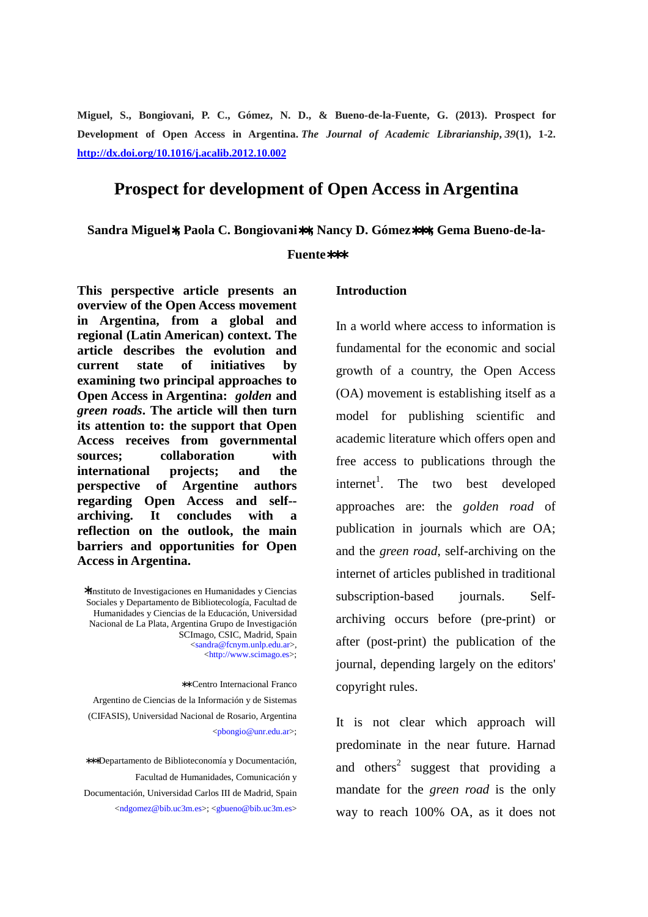**Miguel, S., Bongiovani, P. C., Gómez, N. D., & Bueno-de-la-Fuente, G. (2013). Prospect for Development of Open Access in Argentina.** ***The Journal of Academic Librarianship*****,** ***39*****(1), 1-2.** **[http://dx.doi.org/10.1016/j.acalib.2012.10.002](http://dx.doi.org/10.1016/j.acalib.2012.10.002)**

# Prospect for development of Open Access in Argentina

**Sandra Miguel*, Paola C. Bongiovani**, Nancy D. Gómez***, Gema Bueno-de-la-Fuente*****

**This perspective article presents an overview of the Open Access movement in Argentina, from a global and regional (Latin American) context. The article describes the evolution and current state of initiatives by examining two principal approaches to Open Access in Argentina: *golden* and *green roads*. The article will then turn its attention to: the support that Open Access receives from governmental sources; collaboration with international projects; and the perspective of Argentine authors regarding Open Access and self--archiving. It concludes with a reflection on the outlook, the main barriers and opportunities for Open Access in Argentina.**

*Instituto de Investigaciones en Humanidades y Ciencias Sociales y Departamento de Bibliotecología, Facultad de Humanidades y Ciencias de la Educación, Universidad Nacional de La Plata, Argentina Grupo de Investigación SCImago, CSIC, Madrid, Spain <sandra@fcnym.unlp.edu.ar>, <http://www.scimago.es>;

**Centro Internacional Franco Argentino de Ciencias de la Información y de Sistemas (CIFASIS), Universidad Nacional de Rosario, Argentina <pbongio@unr.edu.ar>;

***Departamento de Biblioteconomía y Documentación, Facultad de Humanidades, Comunicación y Documentación, Universidad Carlos III de Madrid, Spain <ndgomez@bib.uc3m.es>; <gbueno@bib.uc3m.es>

## Introduction

In a world where access to information is fundamental for the economic and social growth of a country, the Open Access (OA) movement is establishing itself as a model for publishing scientific and academic literature which offers open and free access to publications through the internet[1]. The two best developed approaches are: the *golden road* of publication in journals which are OA; and the *green road*, self-archiving on the internet of articles published in traditional subscription-based journals. Self-archiving occurs before (pre-print) or after (post-print) the publication of the journal, depending largely on the editors' copyright rules.

It is not clear which approach will predominate in the near future. Harnad and others[2] suggest that providing a mandate for the *green road* is the only way to reach 100% OA, as it does not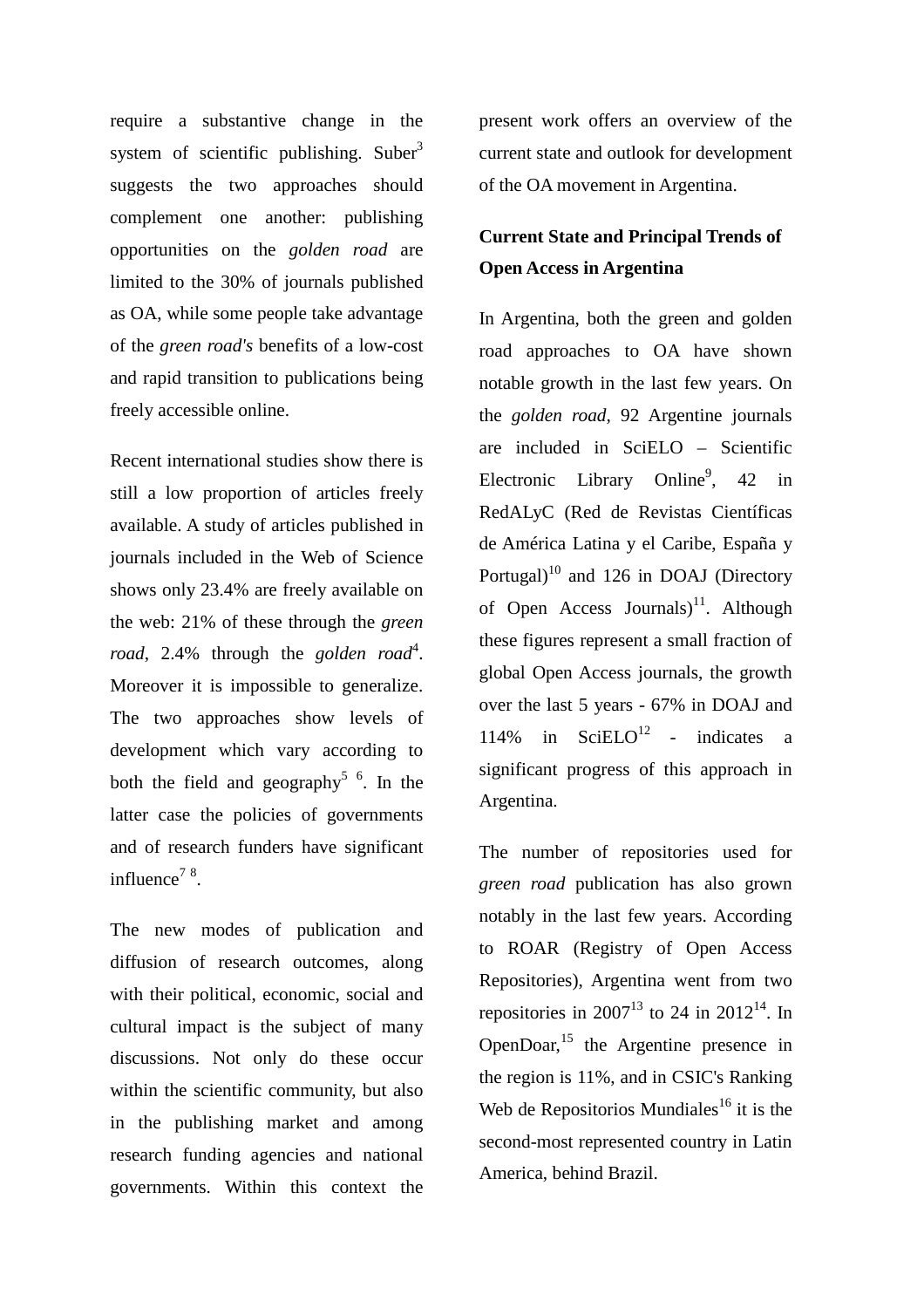require a substantive change in the system of scientific publishing. Suber[3] suggests the two approaches should complement one another: publishing opportunities on the *golden road* are limited to the 30% of journals published as OA, while some people take advantage of the *green road's* benefits of a low-cost and rapid transition to publications being freely accessible online.

Recent international studies show there is still a low proportion of articles freely available. A study of articles published in journals included in the Web of Science shows only 23.4% are freely available on the web: 21% of these through the *green road*, 2.4% through the *golden road*[4]. Moreover it is impossible to generalize. The two approaches show levels of development which vary according to both the field and geography[5] [6]. In the latter case the policies of governments and of research funders have significant influence[7] [8].

The new modes of publication and diffusion of research outcomes, along with their political, economic, social and cultural impact is the subject of many discussions. Not only do these occur within the scientific community, but also in the publishing market and among research funding agencies and national governments. Within this context the present work offers an overview of the current state and outlook for development of the OA movement in Argentina.

## Current State and Principal Trends of Open Access in Argentina

In Argentina, both the green and golden road approaches to OA have shown notable growth in the last few years. On the *golden road*, 92 Argentine journals are included in SciELO – Scientific Electronic Library Online[9], 42 in RedALyC (Red de Revistas Científicas de América Latina y el Caribe, España y Portugal)[10] and 126 in DOAJ (Directory of Open Access Journals)[11]. Although these figures represent a small fraction of global Open Access journals, the growth over the last 5 years - 67% in DOAJ and 114% in SciELO[12] - indicates a significant progress of this approach in Argentina.

The number of repositories used for *green road* publication has also grown notably in the last few years. According to ROAR (Registry of Open Access Repositories), Argentina went from two repositories in 2007[13] to 24 in 2012[14]. In OpenDoar,[15] the Argentine presence in the region is 11%, and in CSIC's Ranking Web de Repositorios Mundiales[16] it is the second-most represented country in Latin America, behind Brazil.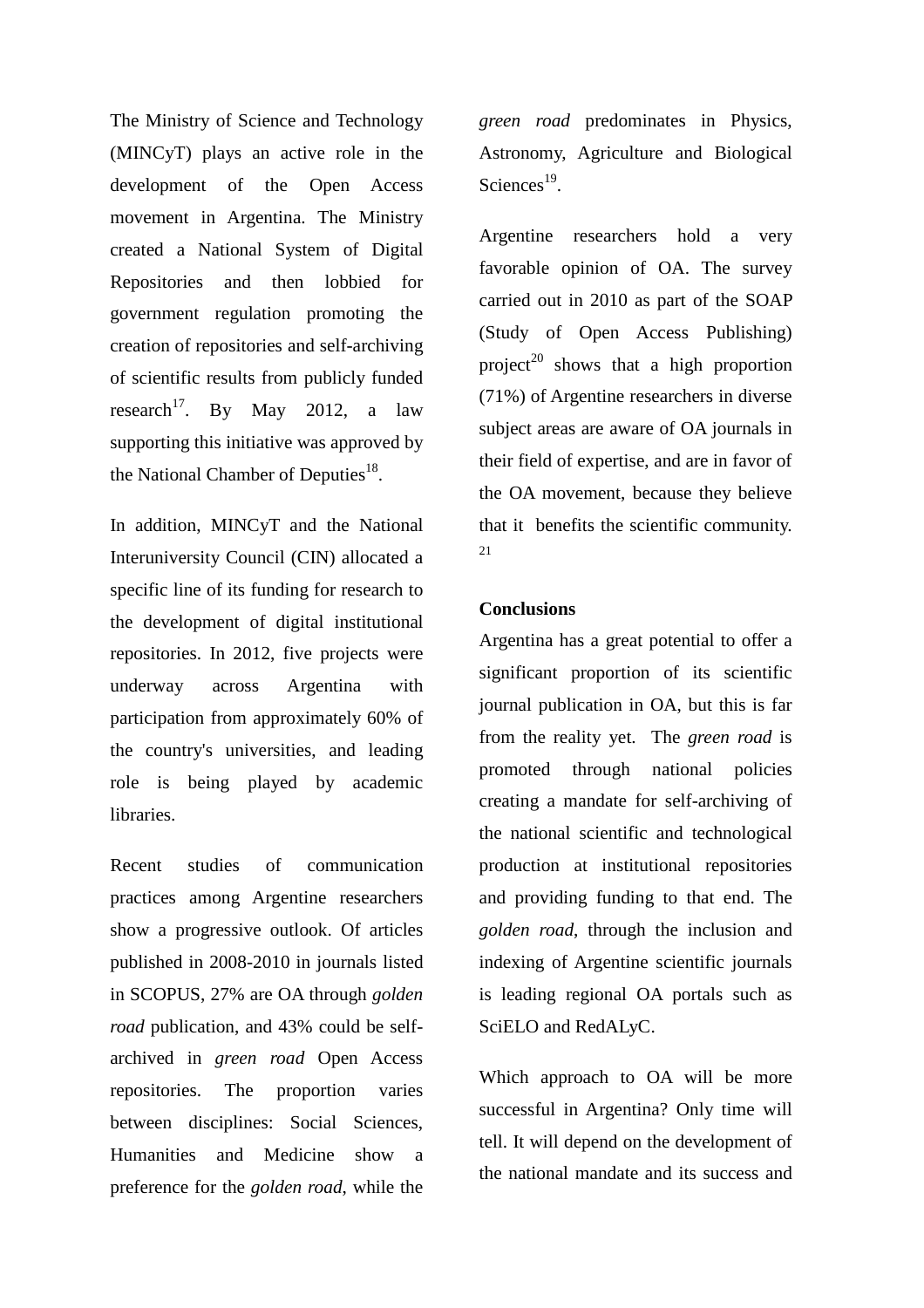The Ministry of Science and Technology (MINCyT) plays an active role in the development of the Open Access movement in Argentina. The Ministry created a National System of Digital Repositories and then lobbied for government regulation promoting the creation of repositories and self-archiving of scientific results from publicly funded research[17]. By May 2012, a law supporting this initiative was approved by the National Chamber of Deputies[18].

In addition, MINCyT and the National Interuniversity Council (CIN) allocated a specific line of its funding for research to the development of digital institutional repositories. In 2012, five projects were underway across Argentina with participation from approximately 60% of the country's universities, and leading role is being played by academic libraries.

Recent studies of communication practices among Argentine researchers show a progressive outlook. Of articles published in 2008-2010 in journals listed in SCOPUS, 27% are OA through *golden road* publication, and 43% could be self-archived in *green road* Open Access repositories. The proportion varies between disciplines: Social Sciences, Humanities and Medicine show a preference for the *golden road*, while the *green road* predominates in Physics, Astronomy, Agriculture and Biological Sciences[19].

Argentine researchers hold a very favorable opinion of OA. The survey carried out in 2010 as part of the SOAP (Study of Open Access Publishing) project[20] shows that a high proportion (71%) of Argentine researchers in diverse subject areas are aware of OA journals in their field of expertise, and are in favor of the OA movement, because they believe that it benefits the scientific community.[21]

**Conclusions**

Argentina has a great potential to offer a significant proportion of its scientific journal publication in OA, but this is far from the reality yet. The *green road* is promoted through national policies creating a mandate for self-archiving of the national scientific and technological production at institutional repositories and providing funding to that end. The *golden road*, through the inclusion and indexing of Argentine scientific journals is leading regional OA portals such as SciELO and RedALyC.

Which approach to OA will be more successful in Argentina? Only time will tell. It will depend on the development of the national mandate and its success and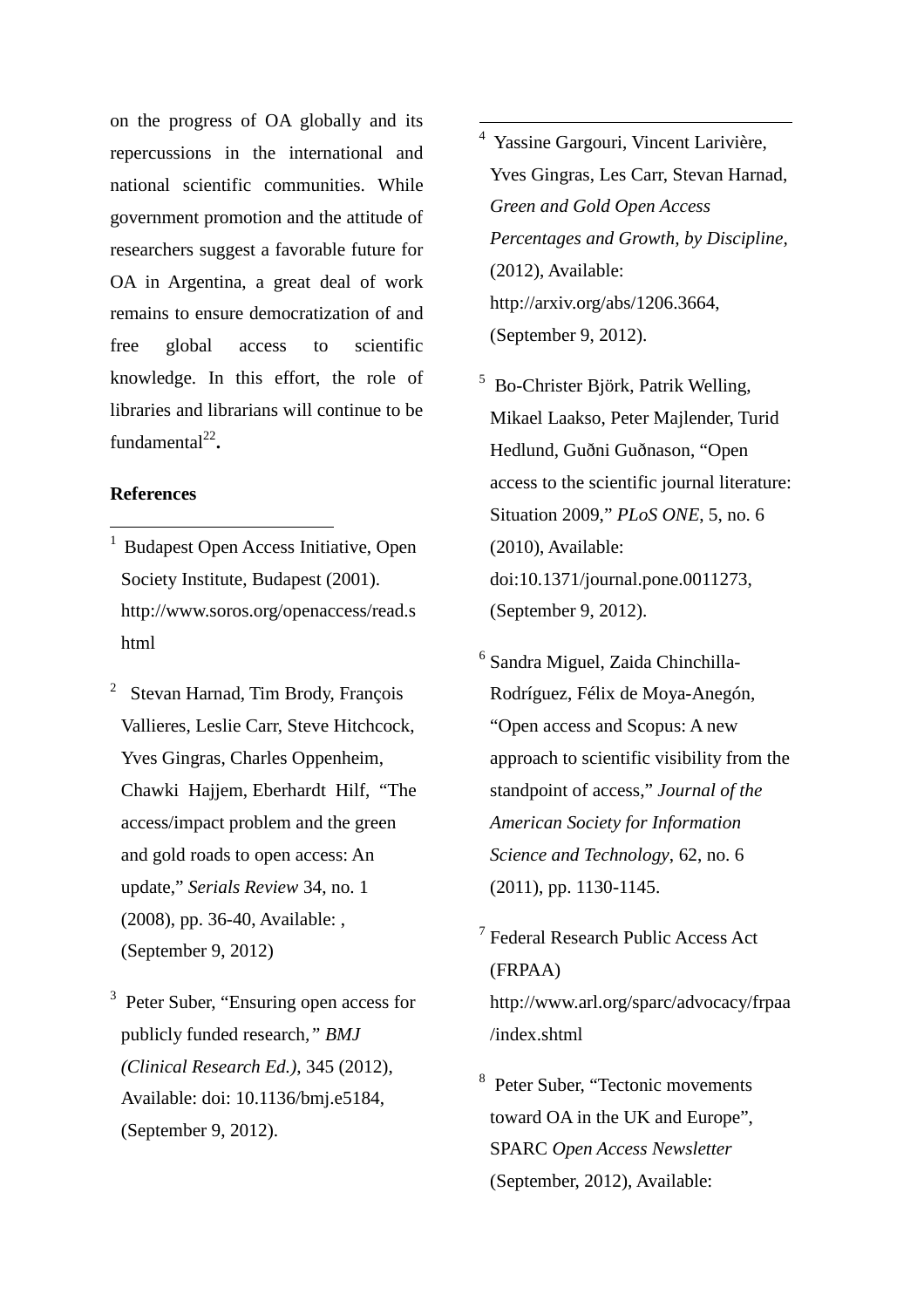on the progress of OA globally and its repercussions in the international and national scientific communities. While government promotion and the attitude of researchers suggest a favorable future for OA in Argentina, a great deal of work remains to ensure democratization of and free global access to scientific knowledge. In this effort, the role of libraries and librarians will continue to be fundamental[22].

**References**

[1] Budapest Open Access Initiative, Open Society Institute, Budapest (2001). http://www.soros.org/openaccess/read.shtml

[2] Stevan Harnad, Tim Brody, François Vallieres, Leslie Carr, Steve Hitchcock, Yves Gingras, Charles Oppenheim, Chawki Hajjem, Eberhardt Hilf, "The access/impact problem and the green and gold roads to open access: An update," *Serials Review* 34, no. 1 (2008), pp. 36-40, Available: , (September 9, 2012)

[3] Peter Suber, "Ensuring open access for publicly funded research," *BMJ (Clinical Research Ed.)*, 345 (2012), Available: doi: 10.1136/bmj.e5184, (September 9, 2012).

[4] Yassine Gargouri, Vincent Larivière, Yves Gingras, Les Carr, Stevan Harnad, *Green and Gold Open Access Percentages and Growth, by Discipline*, (2012), Available: http://arxiv.org/abs/1206.3664, (September 9, 2012).

[5] Bo-Christer Björk, Patrik Welling, Mikael Laakso, Peter Majlender, Turid Hedlund, Guðni Guðnason, "Open access to the scientific journal literature: Situation 2009," *PLoS ONE*, 5, no. 6 (2010), Available: doi:10.1371/journal.pone.0011273, (September 9, 2012).

[6] Sandra Miguel, Zaida Chinchilla-Rodríguez, Félix de Moya-Anegón, "Open access and Scopus: A new approach to scientific visibility from the standpoint of access," *Journal of the American Society for Information Science and Technology*, 62, no. 6 (2011), pp. 1130-1145.

[7] Federal Research Public Access Act (FRPAA) http://www.arl.org/sparc/advocacy/frpaa/index.shtml

[8] Peter Suber, "Tectonic movements toward OA in the UK and Europe", SPARC *Open Access Newsletter* (September, 2012), Available: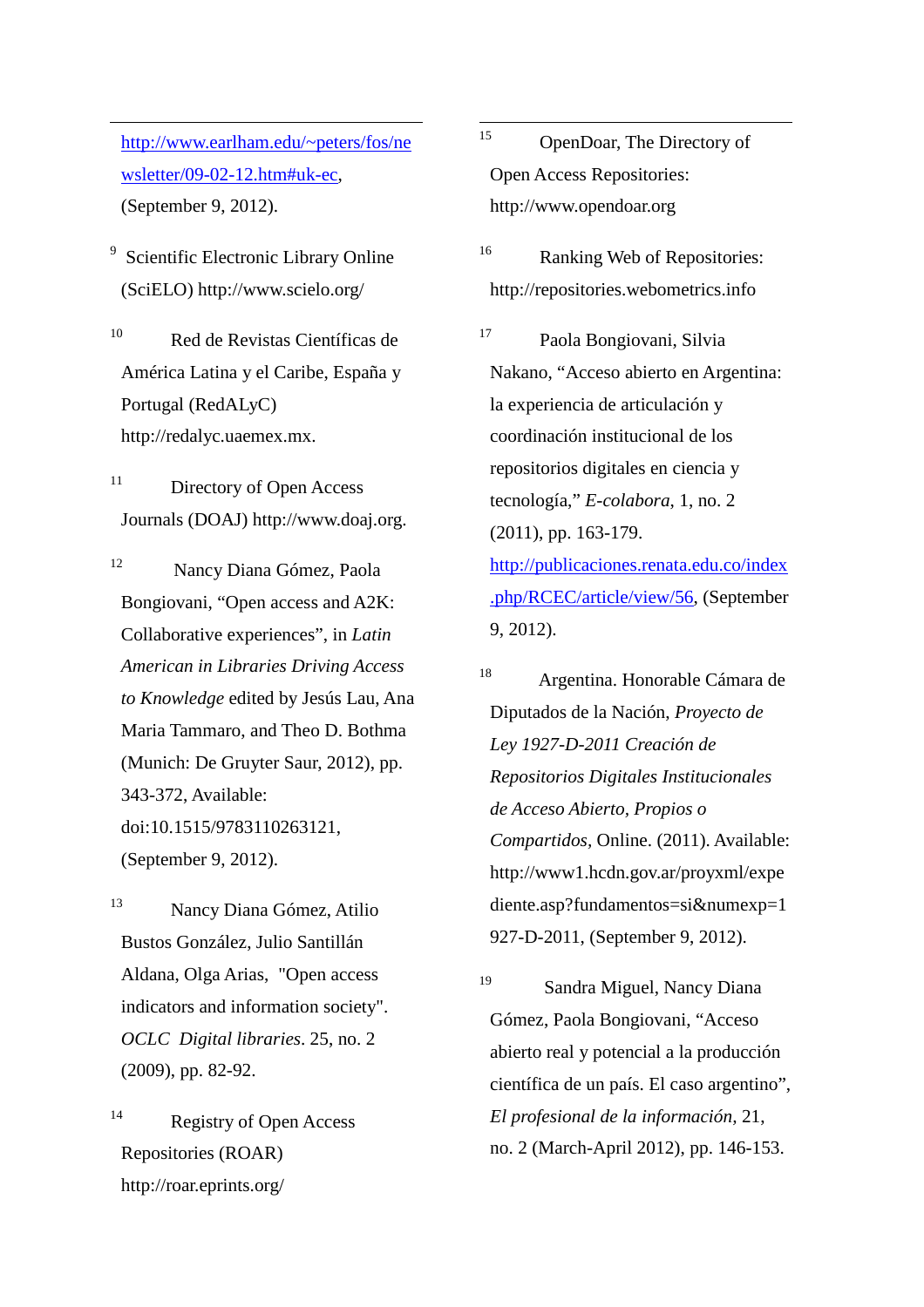http://www.earlham.edu/~peters/fos/newsletter/09-02-12.htm#uk-ec, (September 9, 2012).

[9] Scientific Electronic Library Online (SciELO) http://www.scielo.org/

[10] Red de Revistas Científicas de América Latina y el Caribe, España y Portugal (RedALyC) http://redalyc.uaemex.mx.

[11] Directory of Open Access Journals (DOAJ) http://www.doaj.org.

[12] Nancy Diana Gómez, Paola Bongiovani, "Open access and A2K: Collaborative experiences", in *Latin American in Libraries Driving Access to Knowledge* edited by Jesús Lau, Ana Maria Tammaro, and Theo D. Bothma (Munich: De Gruyter Saur, 2012), pp. 343-372, Available: doi:10.1515/9783110263121, (September 9, 2012).

[13] Nancy Diana Gómez, Atilio Bustos González, Julio Santillán Aldana, Olga Arias, "Open access indicators and information society". *OCLC Digital libraries*. 25, no. 2 (2009), pp. 82-92.

[14] Registry of Open Access Repositories (ROAR) http://roar.eprints.org/

[15] OpenDoar, The Directory of Open Access Repositories: http://www.opendoar.org

[16] Ranking Web of Repositories: http://repositories.webometrics.info

[17] Paola Bongiovani, Silvia Nakano, "Acceso abierto en Argentina: la experiencia de articulación y coordinación institucional de los repositorios digitales en ciencia y tecnología," *E-colabora*, 1, no. 2 (2011), pp. 163-179. http://publicaciones.renata.edu.co/index.php/RCEC/article/view/56, (September 9, 2012).

[18] Argentina. Honorable Cámara de Diputados de la Nación, *Proyecto de Ley 1927-D-2011 Creación de Repositorios Digitales Institucionales de Acceso Abierto, Propios o Compartidos*, Online. (2011). Available: http://www1.hcdn.gov.ar/proyxml/expediente.asp?fundamentos=si&numexp=1927-D-2011, (September 9, 2012).

[19] Sandra Miguel, Nancy Diana Gómez, Paola Bongiovani, "Acceso abierto real y potencial a la producción científica de un país. El caso argentino", *El profesional de la información*, 21, no. 2 (March-April 2012), pp. 146-153.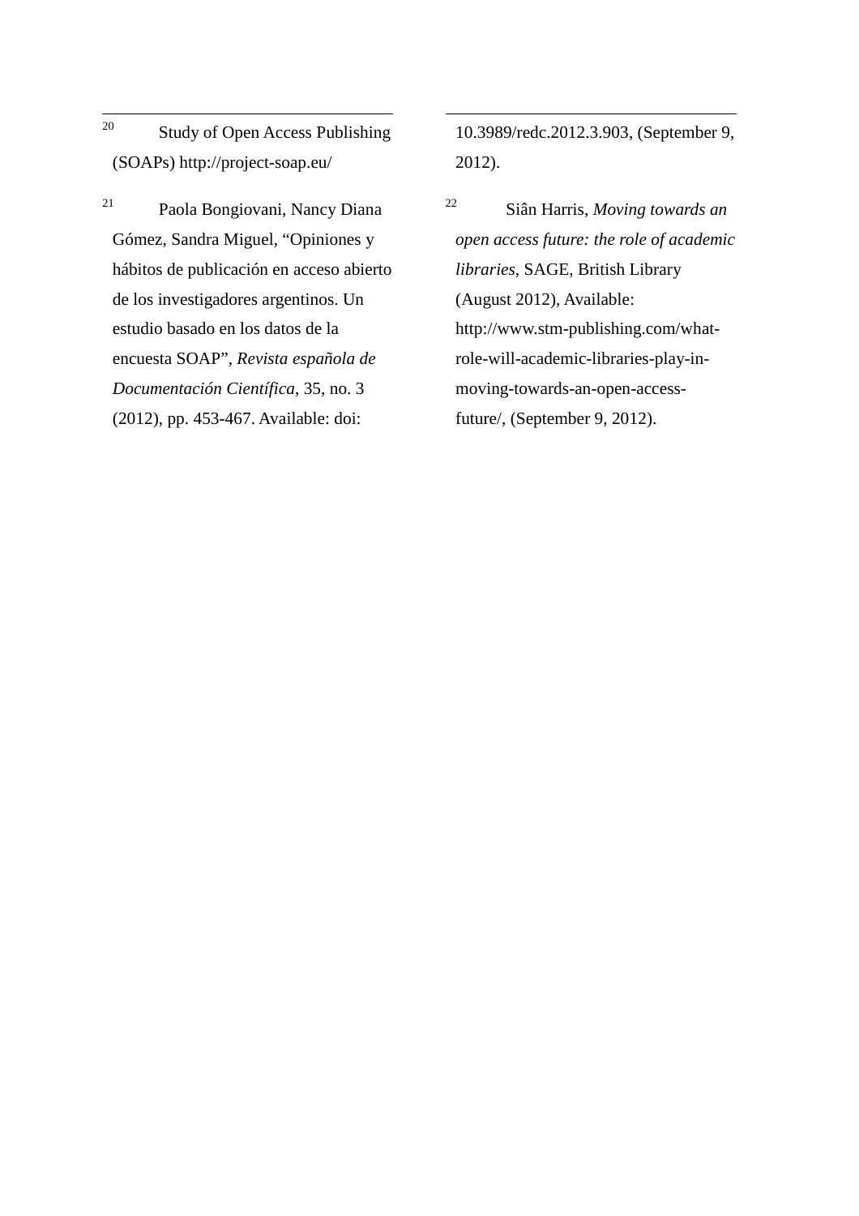[20] Study of Open Access Publishing (SOAPs) http://project-soap.eu/

[21] Paola Bongiovani, Nancy Diana Gómez, Sandra Miguel, “Opiniones y hábitos de publicación en acceso abierto de los investigadores argentinos. Un estudio basado en los datos de la encuesta SOAP”, *Revista española de Documentación Científica*, 35, no. 3 (2012), pp. 453-467. Available: doi: 10.3989/redc.2012.3.903, (September 9, 2012).

[22] Siân Harris, *Moving towards an open access future: the role of academic libraries*, SAGE, British Library (August 2012), Available: http://www.stm-publishing.com/what-role-will-academic-libraries-play-in-moving-towards-an-open-access-future/, (September 9, 2012).